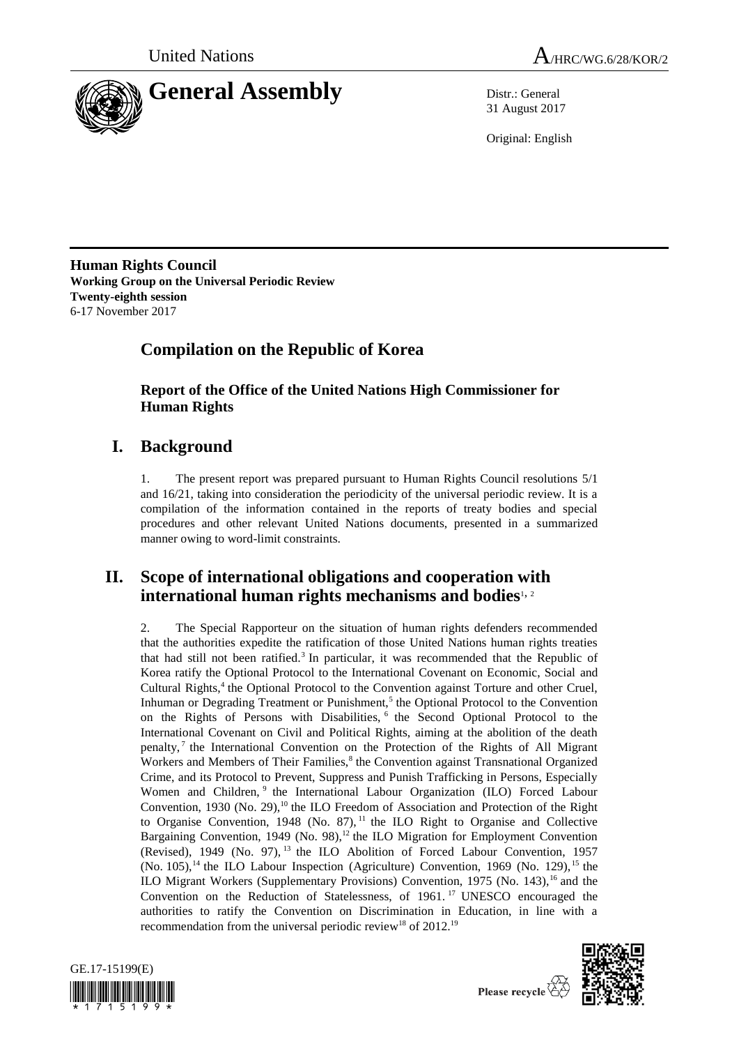United Nations

A/HRC/WG.6/28/KOR/2

# General Assembly

Distr.: General
31 August 2017

Original: English

**Human Rights Council**
**Working Group on the Universal Periodic Review**
**Twenty-eighth session**
6-17 November 2017

## Compilation on the Republic of Korea

### Report of the Office of the United Nations High Commissioner for Human Rights

## I. Background

1. The present report was prepared pursuant to Human Rights Council resolutions 5/1 and 16/21, taking into consideration the periodicity of the universal periodic review. It is a compilation of the information contained in the reports of treaty bodies and special procedures and other relevant United Nations documents, presented in a summarized manner owing to word-limit constraints.

## II. Scope of international obligations and cooperation with international human rights mechanisms and bodies[1, 2]

2. The Special Rapporteur on the situation of human rights defenders recommended that the authorities expedite the ratification of those United Nations human rights treaties that had still not been ratified.[3] In particular, it was recommended that the Republic of Korea ratify the Optional Protocol to the International Covenant on Economic, Social and Cultural Rights,[4] the Optional Protocol to the Convention against Torture and other Cruel, Inhuman or Degrading Treatment or Punishment,[5] the Optional Protocol to the Convention on the Rights of Persons with Disabilities,[6] the Second Optional Protocol to the International Covenant on Civil and Political Rights, aiming at the abolition of the death penalty,[7] the International Convention on the Protection of the Rights of All Migrant Workers and Members of Their Families,[8] the Convention against Transnational Organized Crime, and its Protocol to Prevent, Suppress and Punish Trafficking in Persons, Especially Women and Children,[9] the International Labour Organization (ILO) Forced Labour Convention, 1930 (No. 29),[10] the ILO Freedom of Association and Protection of the Right to Organise Convention, 1948 (No. 87),[11] the ILO Right to Organise and Collective Bargaining Convention, 1949 (No. 98),[12] the ILO Migration for Employment Convention (Revised), 1949 (No. 97),[13] the ILO Abolition of Forced Labour Convention, 1957 (No. 105),[14] the ILO Labour Inspection (Agriculture) Convention, 1969 (No. 129),[15] the ILO Migrant Workers (Supplementary Provisions) Convention, 1975 (No. 143),[16] and the Convention on the Reduction of Statelessness, of 1961.[17] UNESCO encouraged the authorities to ratify the Convention on Discrimination in Education, in line with a recommendation from the universal periodic review[18] of 2012.[19]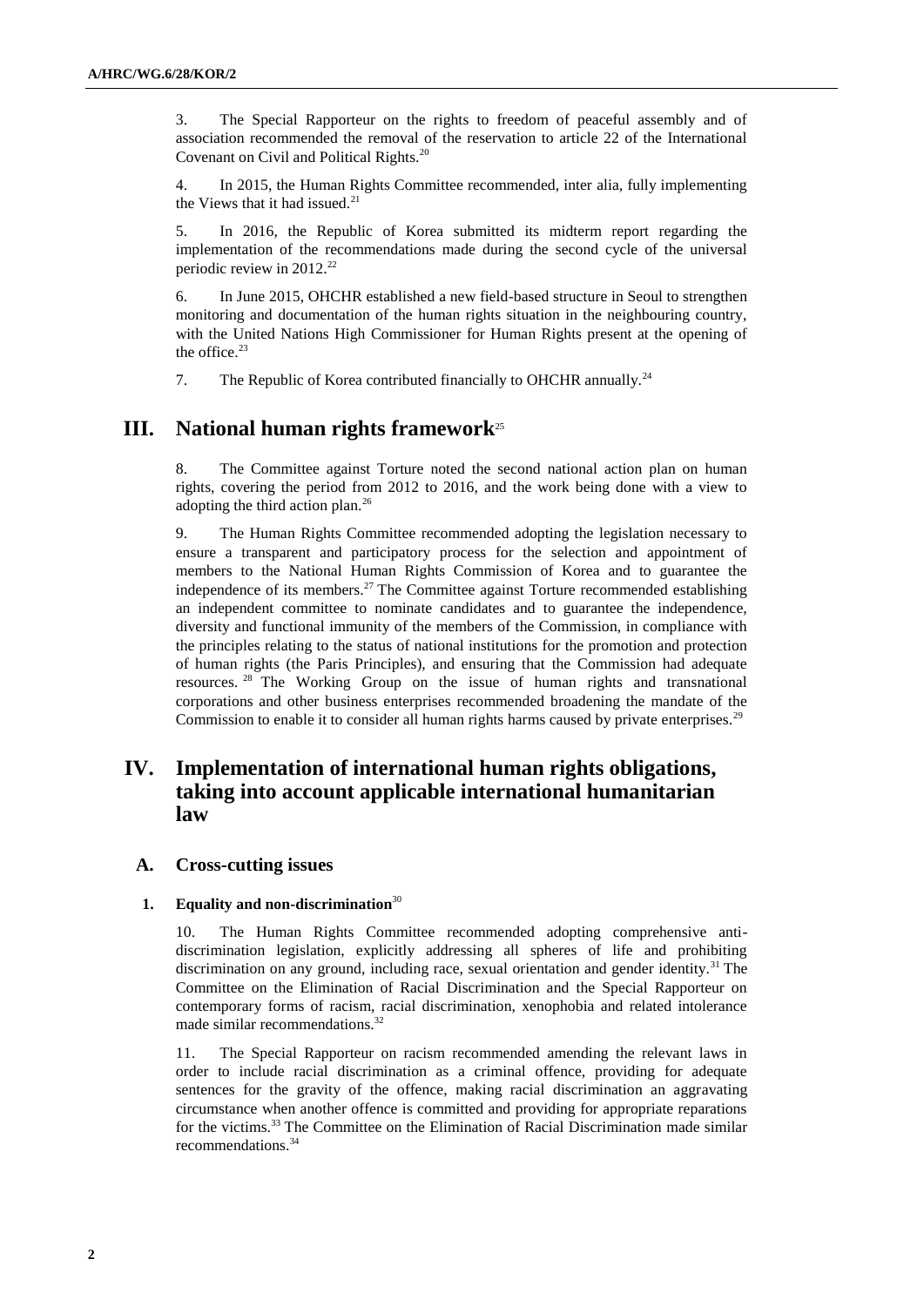3. The Special Rapporteur on the rights to freedom of peaceful assembly and of association recommended the removal of the reservation to article 22 of the International Covenant on Civil and Political Rights.[20]

4. In 2015, the Human Rights Committee recommended, inter alia, fully implementing the Views that it had issued.[21]

5. In 2016, the Republic of Korea submitted its midterm report regarding the implementation of the recommendations made during the second cycle of the universal periodic review in 2012.[22]

6. In June 2015, OHCHR established a new field-based structure in Seoul to strengthen monitoring and documentation of the human rights situation in the neighbouring country, with the United Nations High Commissioner for Human Rights present at the opening of the office.[23]

7. The Republic of Korea contributed financially to OHCHR annually.[24]

# III. National human rights framework[25]

8. The Committee against Torture noted the second national action plan on human rights, covering the period from 2012 to 2016, and the work being done with a view to adopting the third action plan.[26]

9. The Human Rights Committee recommended adopting the legislation necessary to ensure a transparent and participatory process for the selection and appointment of members to the National Human Rights Commission of Korea and to guarantee the independence of its members.[27] The Committee against Torture recommended establishing an independent committee to nominate candidates and to guarantee the independence, diversity and functional immunity of the members of the Commission, in compliance with the principles relating to the status of national institutions for the promotion and protection of human rights (the Paris Principles), and ensuring that the Commission had adequate resources.[28] The Working Group on the issue of human rights and transnational corporations and other business enterprises recommended broadening the mandate of the Commission to enable it to consider all human rights harms caused by private enterprises.[29]

# IV. Implementation of international human rights obligations, taking into account applicable international humanitarian law

## A. Cross-cutting issues

### 1. Equality and non-discrimination[30]

10. The Human Rights Committee recommended adopting comprehensive anti-discrimination legislation, explicitly addressing all spheres of life and prohibiting discrimination on any ground, including race, sexual orientation and gender identity.[31] The Committee on the Elimination of Racial Discrimination and the Special Rapporteur on contemporary forms of racism, racial discrimination, xenophobia and related intolerance made similar recommendations.[32]

11. The Special Rapporteur on racism recommended amending the relevant laws in order to include racial discrimination as a criminal offence, providing for adequate sentences for the gravity of the offence, making racial discrimination an aggravating circumstance when another offence is committed and providing for appropriate reparations for the victims.[33] The Committee on the Elimination of Racial Discrimination made similar recommendations.[34]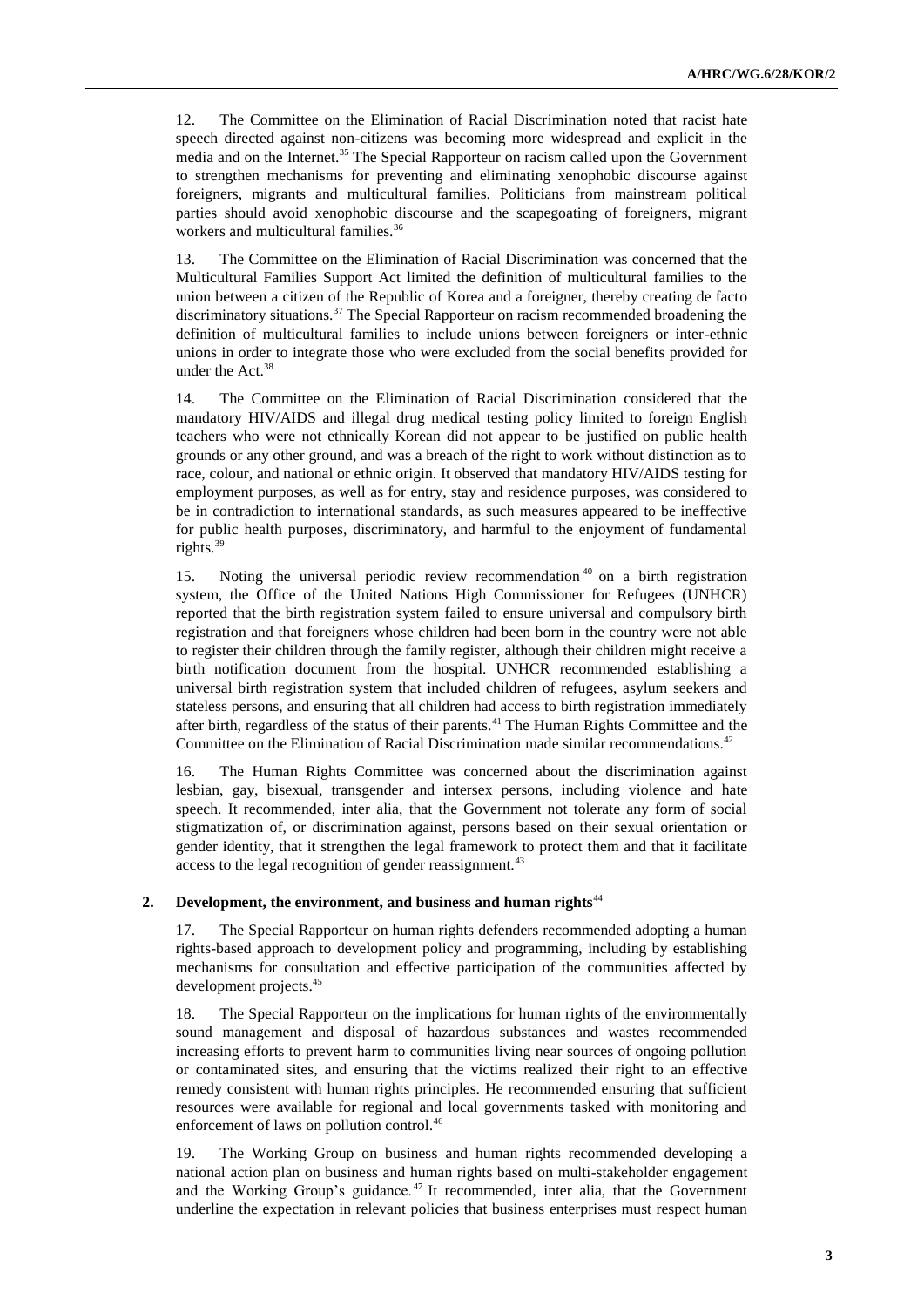12. The Committee on the Elimination of Racial Discrimination noted that racist hate speech directed against non-citizens was becoming more widespread and explicit in the media and on the Internet.[35] The Special Rapporteur on racism called upon the Government to strengthen mechanisms for preventing and eliminating xenophobic discourse against foreigners, migrants and multicultural families. Politicians from mainstream political parties should avoid xenophobic discourse and the scapegoating of foreigners, migrant workers and multicultural families.[36]

13. The Committee on the Elimination of Racial Discrimination was concerned that the Multicultural Families Support Act limited the definition of multicultural families to the union between a citizen of the Republic of Korea and a foreigner, thereby creating de facto discriminatory situations.[37] The Special Rapporteur on racism recommended broadening the definition of multicultural families to include unions between foreigners or inter-ethnic unions in order to integrate those who were excluded from the social benefits provided for under the Act.[38]

14. The Committee on the Elimination of Racial Discrimination considered that the mandatory HIV/AIDS and illegal drug medical testing policy limited to foreign English teachers who were not ethnically Korean did not appear to be justified on public health grounds or any other ground, and was a breach of the right to work without distinction as to race, colour, and national or ethnic origin. It observed that mandatory HIV/AIDS testing for employment purposes, as well as for entry, stay and residence purposes, was considered to be in contradiction to international standards, as such measures appeared to be ineffective for public health purposes, discriminatory, and harmful to the enjoyment of fundamental rights.[39]

15. Noting the universal periodic review recommendation[40] on a birth registration system, the Office of the United Nations High Commissioner for Refugees (UNHCR) reported that the birth registration system failed to ensure universal and compulsory birth registration and that foreigners whose children had been born in the country were not able to register their children through the family register, although their children might receive a birth notification document from the hospital. UNHCR recommended establishing a universal birth registration system that included children of refugees, asylum seekers and stateless persons, and ensuring that all children had access to birth registration immediately after birth, regardless of the status of their parents.[41] The Human Rights Committee and the Committee on the Elimination of Racial Discrimination made similar recommendations.[42]

16. The Human Rights Committee was concerned about the discrimination against lesbian, gay, bisexual, transgender and intersex persons, including violence and hate speech. It recommended, inter alia, that the Government not tolerate any form of social stigmatization of, or discrimination against, persons based on their sexual orientation or gender identity, that it strengthen the legal framework to protect them and that it facilitate access to the legal recognition of gender reassignment.[43]

### 2. Development, the environment, and business and human rights[44]

17. The Special Rapporteur on human rights defenders recommended adopting a human rights-based approach to development policy and programming, including by establishing mechanisms for consultation and effective participation of the communities affected by development projects.[45]

18. The Special Rapporteur on the implications for human rights of the environmentally sound management and disposal of hazardous substances and wastes recommended increasing efforts to prevent harm to communities living near sources of ongoing pollution or contaminated sites, and ensuring that the victims realized their right to an effective remedy consistent with human rights principles. He recommended ensuring that sufficient resources were available for regional and local governments tasked with monitoring and enforcement of laws on pollution control.[46]

19. The Working Group on business and human rights recommended developing a national action plan on business and human rights based on multi-stakeholder engagement and the Working Group's guidance.[47] It recommended, inter alia, that the Government underline the expectation in relevant policies that business enterprises must respect human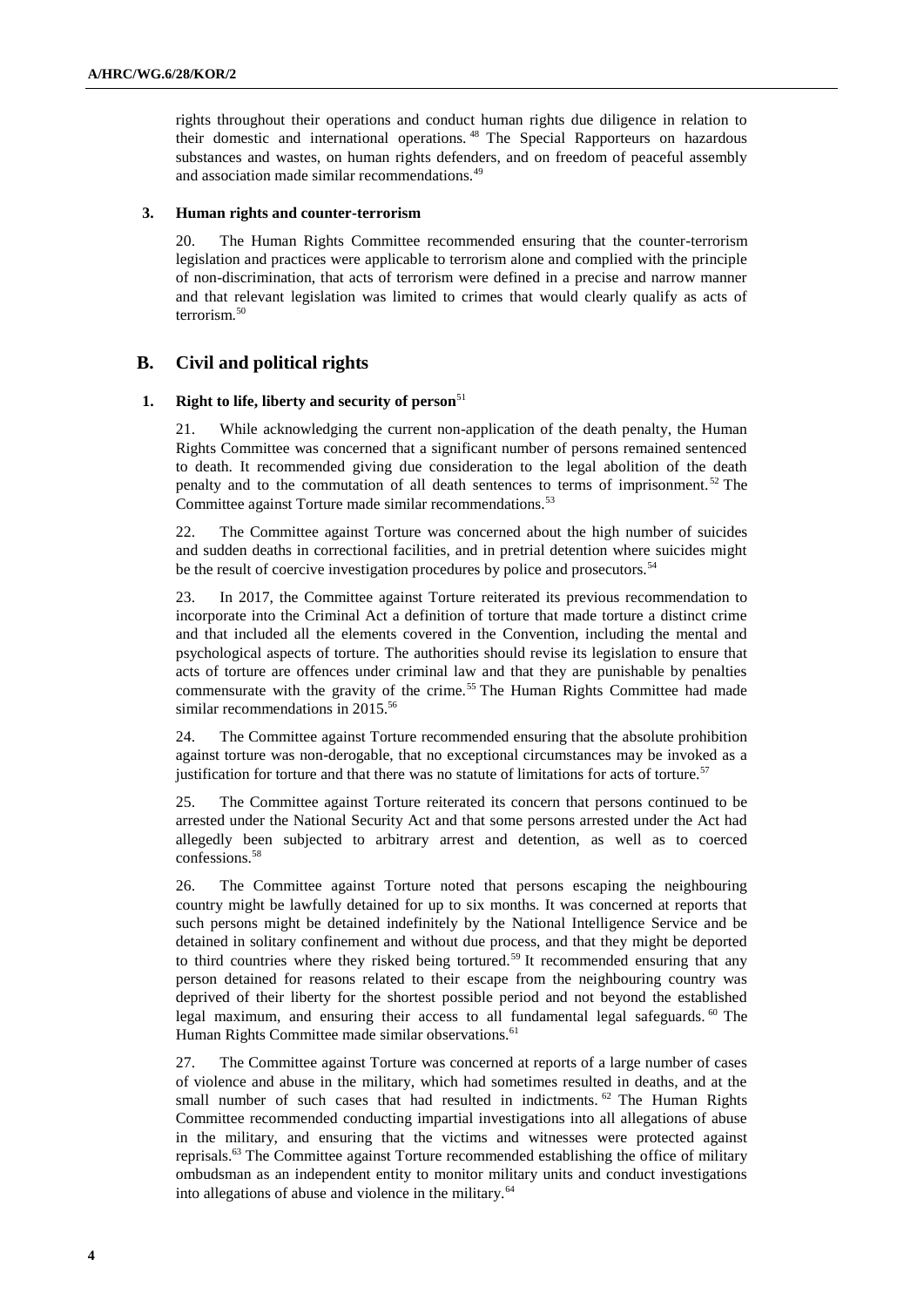rights throughout their operations and conduct human rights due diligence in relation to their domestic and international operations.[48] The Special Rapporteurs on hazardous substances and wastes, on human rights defenders, and on freedom of peaceful assembly and association made similar recommendations.[49]

### 3. Human rights and counter-terrorism

20. The Human Rights Committee recommended ensuring that the counter-terrorism legislation and practices were applicable to terrorism alone and complied with the principle of non-discrimination, that acts of terrorism were defined in a precise and narrow manner and that relevant legislation was limited to crimes that would clearly qualify as acts of terrorism.[50]

## B. Civil and political rights

### 1. Right to life, liberty and security of person[51]

21. While acknowledging the current non-application of the death penalty, the Human Rights Committee was concerned that a significant number of persons remained sentenced to death. It recommended giving due consideration to the legal abolition of the death penalty and to the commutation of all death sentences to terms of imprisonment.[52] The Committee against Torture made similar recommendations.[53]

22. The Committee against Torture was concerned about the high number of suicides and sudden deaths in correctional facilities, and in pretrial detention where suicides might be the result of coercive investigation procedures by police and prosecutors.[54]

23. In 2017, the Committee against Torture reiterated its previous recommendation to incorporate into the Criminal Act a definition of torture that made torture a distinct crime and that included all the elements covered in the Convention, including the mental and psychological aspects of torture. The authorities should revise its legislation to ensure that acts of torture are offences under criminal law and that they are punishable by penalties commensurate with the gravity of the crime.[55] The Human Rights Committee had made similar recommendations in 2015.[56]

24. The Committee against Torture recommended ensuring that the absolute prohibition against torture was non-derogable, that no exceptional circumstances may be invoked as a justification for torture and that there was no statute of limitations for acts of torture.[57]

25. The Committee against Torture reiterated its concern that persons continued to be arrested under the National Security Act and that some persons arrested under the Act had allegedly been subjected to arbitrary arrest and detention, as well as to coerced confessions.[58]

26. The Committee against Torture noted that persons escaping the neighbouring country might be lawfully detained for up to six months. It was concerned at reports that such persons might be detained indefinitely by the National Intelligence Service and be detained in solitary confinement and without due process, and that they might be deported to third countries where they risked being tortured.[59] It recommended ensuring that any person detained for reasons related to their escape from the neighbouring country was deprived of their liberty for the shortest possible period and not beyond the established legal maximum, and ensuring their access to all fundamental legal safeguards.[60] The Human Rights Committee made similar observations.[61]

27. The Committee against Torture was concerned at reports of a large number of cases of violence and abuse in the military, which had sometimes resulted in deaths, and at the small number of such cases that had resulted in indictments.[62] The Human Rights Committee recommended conducting impartial investigations into all allegations of abuse in the military, and ensuring that the victims and witnesses were protected against reprisals.[63] The Committee against Torture recommended establishing the office of military ombudsman as an independent entity to monitor military units and conduct investigations into allegations of abuse and violence in the military.[64]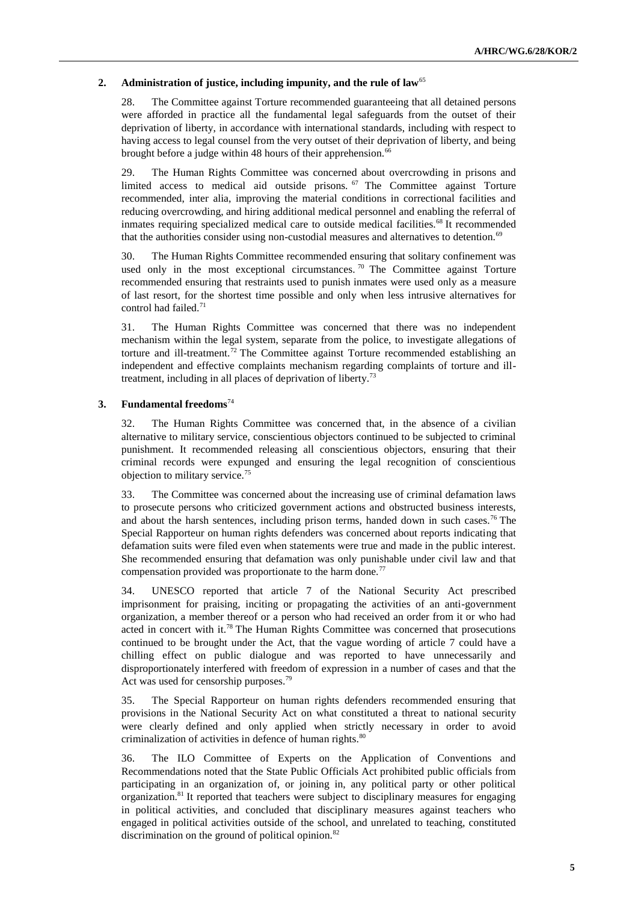### 2. Administration of justice, including impunity, and the rule of law[65]

28. The Committee against Torture recommended guaranteeing that all detained persons were afforded in practice all the fundamental legal safeguards from the outset of their deprivation of liberty, in accordance with international standards, including with respect to having access to legal counsel from the very outset of their deprivation of liberty, and being brought before a judge within 48 hours of their apprehension.[66]

29. The Human Rights Committee was concerned about overcrowding in prisons and limited access to medical aid outside prisons.[67] The Committee against Torture recommended, inter alia, improving the material conditions in correctional facilities and reducing overcrowding, and hiring additional medical personnel and enabling the referral of inmates requiring specialized medical care to outside medical facilities.[68] It recommended that the authorities consider using non-custodial measures and alternatives to detention.[69]

30. The Human Rights Committee recommended ensuring that solitary confinement was used only in the most exceptional circumstances.[70] The Committee against Torture recommended ensuring that restraints used to punish inmates were used only as a measure of last resort, for the shortest time possible and only when less intrusive alternatives for control had failed.[71]

31. The Human Rights Committee was concerned that there was no independent mechanism within the legal system, separate from the police, to investigate allegations of torture and ill-treatment.[72] The Committee against Torture recommended establishing an independent and effective complaints mechanism regarding complaints of torture and ill-treatment, including in all places of deprivation of liberty.[73]

### 3. Fundamental freedoms[74]

32. The Human Rights Committee was concerned that, in the absence of a civilian alternative to military service, conscientious objectors continued to be subjected to criminal punishment. It recommended releasing all conscientious objectors, ensuring that their criminal records were expunged and ensuring the legal recognition of conscientious objection to military service.[75]

33. The Committee was concerned about the increasing use of criminal defamation laws to prosecute persons who criticized government actions and obstructed business interests, and about the harsh sentences, including prison terms, handed down in such cases.[76] The Special Rapporteur on human rights defenders was concerned about reports indicating that defamation suits were filed even when statements were true and made in the public interest. She recommended ensuring that defamation was only punishable under civil law and that compensation provided was proportionate to the harm done.[77]

34. UNESCO reported that article 7 of the National Security Act prescribed imprisonment for praising, inciting or propagating the activities of an anti-government organization, a member thereof or a person who had received an order from it or who had acted in concert with it.[78] The Human Rights Committee was concerned that prosecutions continued to be brought under the Act, that the vague wording of article 7 could have a chilling effect on public dialogue and was reported to have unnecessarily and disproportionately interfered with freedom of expression in a number of cases and that the Act was used for censorship purposes.[79]

35. The Special Rapporteur on human rights defenders recommended ensuring that provisions in the National Security Act on what constituted a threat to national security were clearly defined and only applied when strictly necessary in order to avoid criminalization of activities in defence of human rights.[80]

36. The ILO Committee of Experts on the Application of Conventions and Recommendations noted that the State Public Officials Act prohibited public officials from participating in an organization of, or joining in, any political party or other political organization.[81] It reported that teachers were subject to disciplinary measures for engaging in political activities, and concluded that disciplinary measures against teachers who engaged in political activities outside of the school, and unrelated to teaching, constituted discrimination on the ground of political opinion.[82]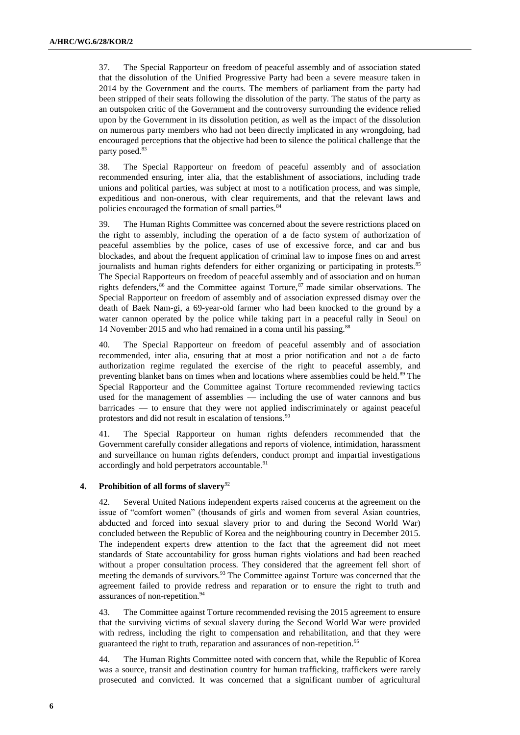37. The Special Rapporteur on freedom of peaceful assembly and of association stated that the dissolution of the Unified Progressive Party had been a severe measure taken in 2014 by the Government and the courts. The members of parliament from the party had been stripped of their seats following the dissolution of the party. The status of the party as an outspoken critic of the Government and the controversy surrounding the evidence relied upon by the Government in its dissolution petition, as well as the impact of the dissolution on numerous party members who had not been directly implicated in any wrongdoing, had encouraged perceptions that the objective had been to silence the political challenge that the party posed.[83]

38. The Special Rapporteur on freedom of peaceful assembly and of association recommended ensuring, inter alia, that the establishment of associations, including trade unions and political parties, was subject at most to a notification process, and was simple, expeditious and non-onerous, with clear requirements, and that the relevant laws and policies encouraged the formation of small parties.[84]

39. The Human Rights Committee was concerned about the severe restrictions placed on the right to assembly, including the operation of a de facto system of authorization of peaceful assemblies by the police, cases of use of excessive force, and car and bus blockades, and about the frequent application of criminal law to impose fines on and arrest journalists and human rights defenders for either organizing or participating in protests.[85] The Special Rapporteurs on freedom of peaceful assembly and of association and on human rights defenders,[86] and the Committee against Torture,[87] made similar observations. The Special Rapporteur on freedom of assembly and of association expressed dismay over the death of Baek Nam-gi, a 69-year-old farmer who had been knocked to the ground by a water cannon operated by the police while taking part in a peaceful rally in Seoul on 14 November 2015 and who had remained in a coma until his passing.[88]

40. The Special Rapporteur on freedom of peaceful assembly and of association recommended, inter alia, ensuring that at most a prior notification and not a de facto authorization regime regulated the exercise of the right to peaceful assembly, and preventing blanket bans on times when and locations where assemblies could be held.[89] The Special Rapporteur and the Committee against Torture recommended reviewing tactics used for the management of assemblies — including the use of water cannons and bus barricades — to ensure that they were not applied indiscriminately or against peaceful protestors and did not result in escalation of tensions.[90]

41. The Special Rapporteur on human rights defenders recommended that the Government carefully consider allegations and reports of violence, intimidation, harassment and surveillance on human rights defenders, conduct prompt and impartial investigations accordingly and hold perpetrators accountable.[91]

#### 4. Prohibition of all forms of slavery[92]

42. Several United Nations independent experts raised concerns at the agreement on the issue of "comfort women" (thousands of girls and women from several Asian countries, abducted and forced into sexual slavery prior to and during the Second World War) concluded between the Republic of Korea and the neighbouring country in December 2015. The independent experts drew attention to the fact that the agreement did not meet standards of State accountability for gross human rights violations and had been reached without a proper consultation process. They considered that the agreement fell short of meeting the demands of survivors.[93] The Committee against Torture was concerned that the agreement failed to provide redress and reparation or to ensure the right to truth and assurances of non-repetition.[94]

43. The Committee against Torture recommended revising the 2015 agreement to ensure that the surviving victims of sexual slavery during the Second World War were provided with redress, including the right to compensation and rehabilitation, and that they were guaranteed the right to truth, reparation and assurances of non-repetition.[95]

44. The Human Rights Committee noted with concern that, while the Republic of Korea was a source, transit and destination country for human trafficking, traffickers were rarely prosecuted and convicted. It was concerned that a significant number of agricultural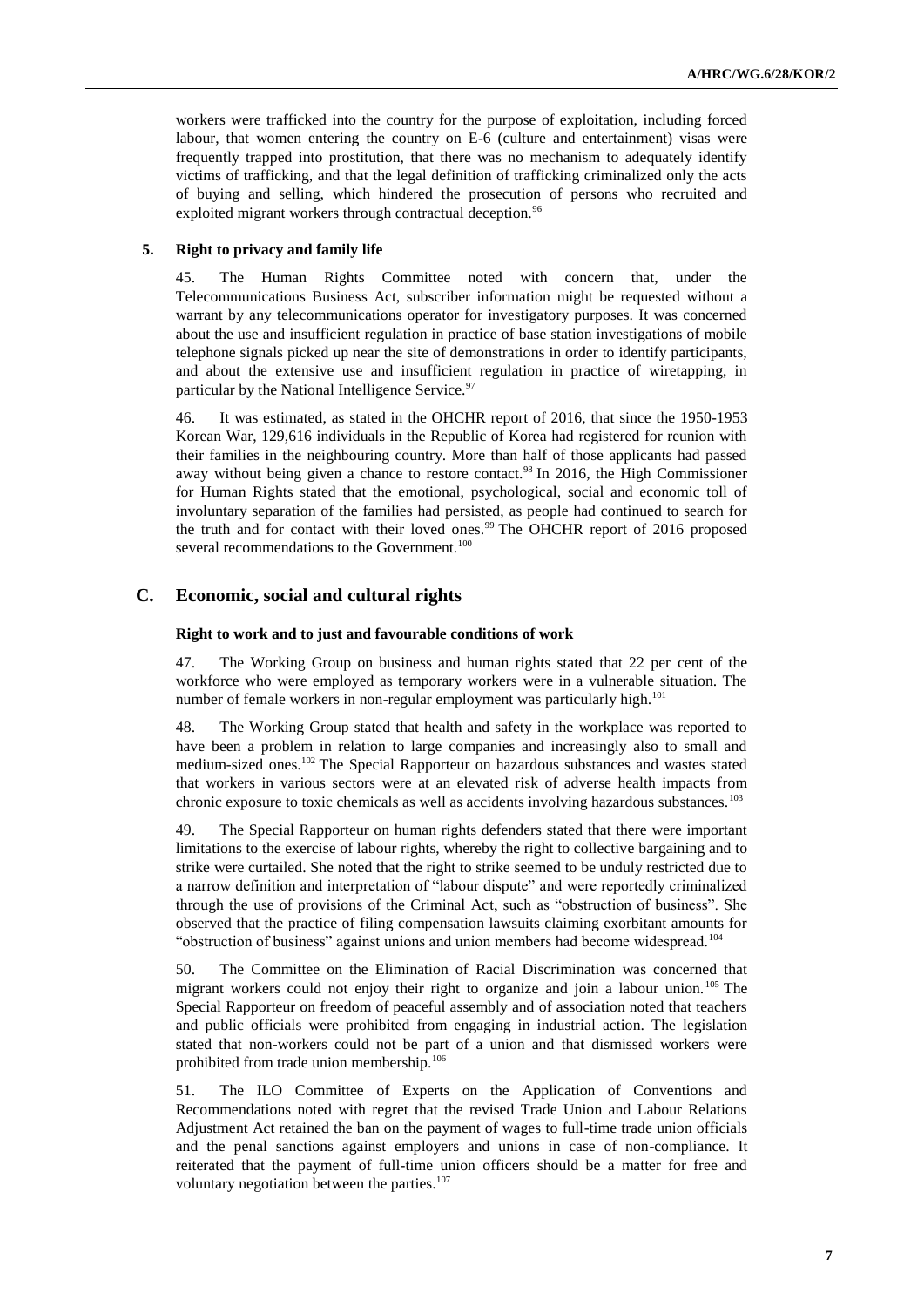workers were trafficked into the country for the purpose of exploitation, including forced labour, that women entering the country on E-6 (culture and entertainment) visas were frequently trapped into prostitution, that there was no mechanism to adequately identify victims of trafficking, and that the legal definition of trafficking criminalized only the acts of buying and selling, which hindered the prosecution of persons who recruited and exploited migrant workers through contractual deception.[96]

### 5. Right to privacy and family life

45. The Human Rights Committee noted with concern that, under the Telecommunications Business Act, subscriber information might be requested without a warrant by any telecommunications operator for investigatory purposes. It was concerned about the use and insufficient regulation in practice of base station investigations of mobile telephone signals picked up near the site of demonstrations in order to identify participants, and about the extensive use and insufficient regulation in practice of wiretapping, in particular by the National Intelligence Service.[97]

46. It was estimated, as stated in the OHCHR report of 2016, that since the 1950-1953 Korean War, 129,616 individuals in the Republic of Korea had registered for reunion with their families in the neighbouring country. More than half of those applicants had passed away without being given a chance to restore contact.[98] In 2016, the High Commissioner for Human Rights stated that the emotional, psychological, social and economic toll of involuntary separation of the families had persisted, as people had continued to search for the truth and for contact with their loved ones.[99] The OHCHR report of 2016 proposed several recommendations to the Government.[100]

## C. Economic, social and cultural rights

### Right to work and to just and favourable conditions of work

47. The Working Group on business and human rights stated that 22 per cent of the workforce who were employed as temporary workers were in a vulnerable situation. The number of female workers in non-regular employment was particularly high.[101]

48. The Working Group stated that health and safety in the workplace was reported to have been a problem in relation to large companies and increasingly also to small and medium-sized ones.[102] The Special Rapporteur on hazardous substances and wastes stated that workers in various sectors were at an elevated risk of adverse health impacts from chronic exposure to toxic chemicals as well as accidents involving hazardous substances.[103]

49. The Special Rapporteur on human rights defenders stated that there were important limitations to the exercise of labour rights, whereby the right to collective bargaining and to strike were curtailed. She noted that the right to strike seemed to be unduly restricted due to a narrow definition and interpretation of "labour dispute" and were reportedly criminalized through the use of provisions of the Criminal Act, such as "obstruction of business". She observed that the practice of filing compensation lawsuits claiming exorbitant amounts for "obstruction of business" against unions and union members had become widespread.[104]

50. The Committee on the Elimination of Racial Discrimination was concerned that migrant workers could not enjoy their right to organize and join a labour union.[105] The Special Rapporteur on freedom of peaceful assembly and of association noted that teachers and public officials were prohibited from engaging in industrial action. The legislation stated that non-workers could not be part of a union and that dismissed workers were prohibited from trade union membership.[106]

51. The ILO Committee of Experts on the Application of Conventions and Recommendations noted with regret that the revised Trade Union and Labour Relations Adjustment Act retained the ban on the payment of wages to full-time trade union officials and the penal sanctions against employers and unions in case of non-compliance. It reiterated that the payment of full-time union officers should be a matter for free and voluntary negotiation between the parties.[107]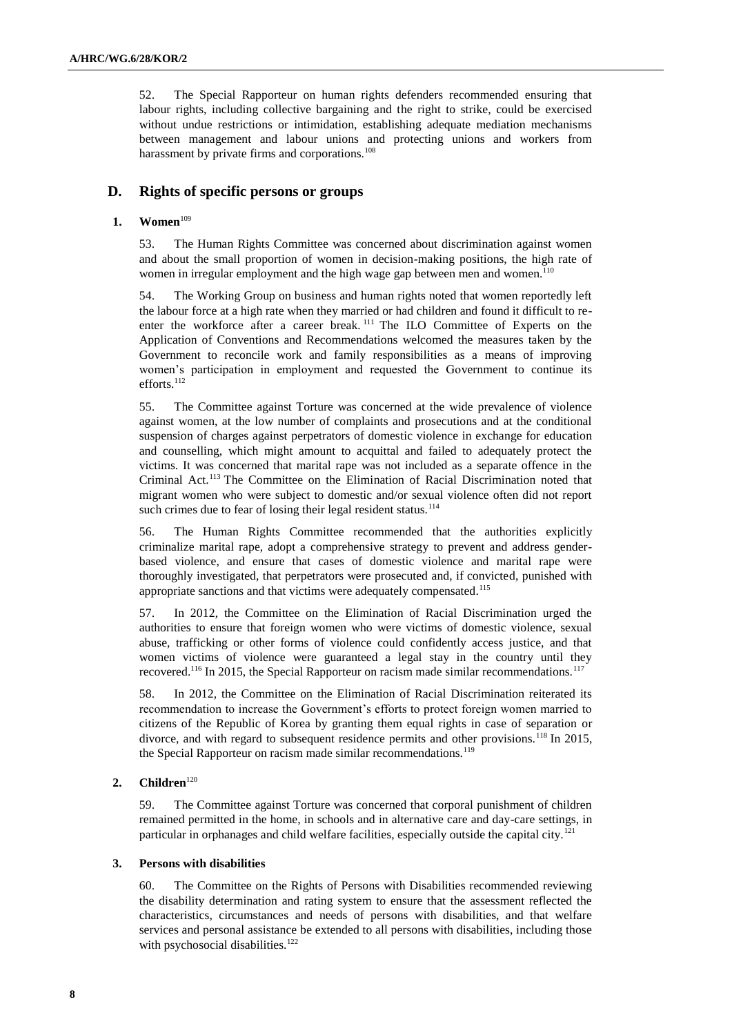52. The Special Rapporteur on human rights defenders recommended ensuring that labour rights, including collective bargaining and the right to strike, could be exercised without undue restrictions or intimidation, establishing adequate mediation mechanisms between management and labour unions and protecting unions and workers from harassment by private firms and corporations.[108]

## D. Rights of specific persons or groups

### 1. Women[109]

53. The Human Rights Committee was concerned about discrimination against women and about the small proportion of women in decision-making positions, the high rate of women in irregular employment and the high wage gap between men and women.[110]

54. The Working Group on business and human rights noted that women reportedly left the labour force at a high rate when they married or had children and found it difficult to re-enter the workforce after a career break.[111] The ILO Committee of Experts on the Application of Conventions and Recommendations welcomed the measures taken by the Government to reconcile work and family responsibilities as a means of improving women's participation in employment and requested the Government to continue its efforts.[112]

55. The Committee against Torture was concerned at the wide prevalence of violence against women, at the low number of complaints and prosecutions and at the conditional suspension of charges against perpetrators of domestic violence in exchange for education and counselling, which might amount to acquittal and failed to adequately protect the victims. It was concerned that marital rape was not included as a separate offence in the Criminal Act.[113] The Committee on the Elimination of Racial Discrimination noted that migrant women who were subject to domestic and/or sexual violence often did not report such crimes due to fear of losing their legal resident status.[114]

56. The Human Rights Committee recommended that the authorities explicitly criminalize marital rape, adopt a comprehensive strategy to prevent and address gender-based violence, and ensure that cases of domestic violence and marital rape were thoroughly investigated, that perpetrators were prosecuted and, if convicted, punished with appropriate sanctions and that victims were adequately compensated.[115]

57. In 2012, the Committee on the Elimination of Racial Discrimination urged the authorities to ensure that foreign women who were victims of domestic violence, sexual abuse, trafficking or other forms of violence could confidently access justice, and that women victims of violence were guaranteed a legal stay in the country until they recovered.[116] In 2015, the Special Rapporteur on racism made similar recommendations.[117]

58. In 2012, the Committee on the Elimination of Racial Discrimination reiterated its recommendation to increase the Government's efforts to protect foreign women married to citizens of the Republic of Korea by granting them equal rights in case of separation or divorce, and with regard to subsequent residence permits and other provisions.[118] In 2015, the Special Rapporteur on racism made similar recommendations.[119]

### 2. Children[120]

59. The Committee against Torture was concerned that corporal punishment of children remained permitted in the home, in schools and in alternative care and day-care settings, in particular in orphanages and child welfare facilities, especially outside the capital city.[121]

### 3. Persons with disabilities

60. The Committee on the Rights of Persons with Disabilities recommended reviewing the disability determination and rating system to ensure that the assessment reflected the characteristics, circumstances and needs of persons with disabilities, and that welfare services and personal assistance be extended to all persons with disabilities, including those with psychosocial disabilities.[122]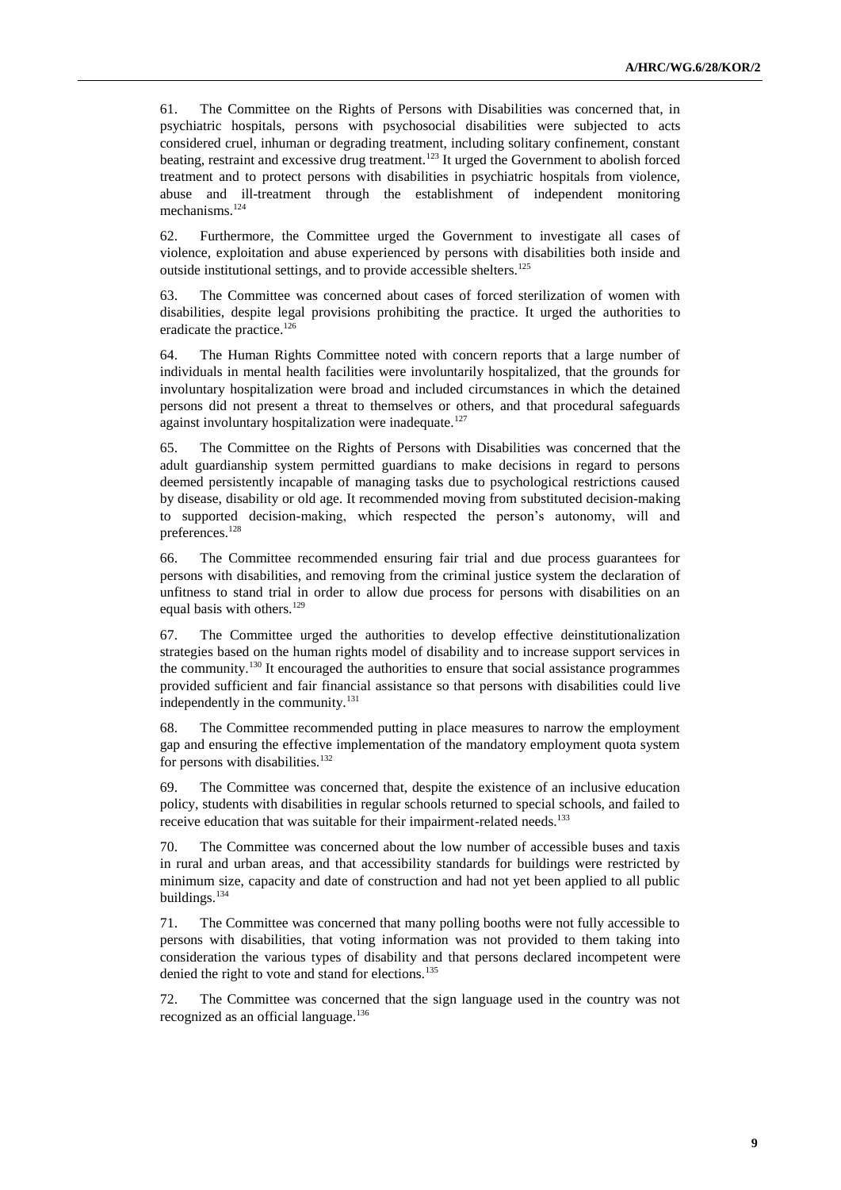61. The Committee on the Rights of Persons with Disabilities was concerned that, in psychiatric hospitals, persons with psychosocial disabilities were subjected to acts considered cruel, inhuman or degrading treatment, including solitary confinement, constant beating, restraint and excessive drug treatment.[123] It urged the Government to abolish forced treatment and to protect persons with disabilities in psychiatric hospitals from violence, abuse and ill-treatment through the establishment of independent monitoring mechanisms.[124]

62. Furthermore, the Committee urged the Government to investigate all cases of violence, exploitation and abuse experienced by persons with disabilities both inside and outside institutional settings, and to provide accessible shelters.[125]

63. The Committee was concerned about cases of forced sterilization of women with disabilities, despite legal provisions prohibiting the practice. It urged the authorities to eradicate the practice.[126]

64. The Human Rights Committee noted with concern reports that a large number of individuals in mental health facilities were involuntarily hospitalized, that the grounds for involuntary hospitalization were broad and included circumstances in which the detained persons did not present a threat to themselves or others, and that procedural safeguards against involuntary hospitalization were inadequate.[127]

65. The Committee on the Rights of Persons with Disabilities was concerned that the adult guardianship system permitted guardians to make decisions in regard to persons deemed persistently incapable of managing tasks due to psychological restrictions caused by disease, disability or old age. It recommended moving from substituted decision-making to supported decision-making, which respected the person's autonomy, will and preferences.[128]

66. The Committee recommended ensuring fair trial and due process guarantees for persons with disabilities, and removing from the criminal justice system the declaration of unfitness to stand trial in order to allow due process for persons with disabilities on an equal basis with others.[129]

67. The Committee urged the authorities to develop effective deinstitutionalization strategies based on the human rights model of disability and to increase support services in the community.[130] It encouraged the authorities to ensure that social assistance programmes provided sufficient and fair financial assistance so that persons with disabilities could live independently in the community.[131]

68. The Committee recommended putting in place measures to narrow the employment gap and ensuring the effective implementation of the mandatory employment quota system for persons with disabilities.[132]

69. The Committee was concerned that, despite the existence of an inclusive education policy, students with disabilities in regular schools returned to special schools, and failed to receive education that was suitable for their impairment-related needs.[133]

70. The Committee was concerned about the low number of accessible buses and taxis in rural and urban areas, and that accessibility standards for buildings were restricted by minimum size, capacity and date of construction and had not yet been applied to all public buildings.[134]

71. The Committee was concerned that many polling booths were not fully accessible to persons with disabilities, that voting information was not provided to them taking into consideration the various types of disability and that persons declared incompetent were denied the right to vote and stand for elections.[135]

72. The Committee was concerned that the sign language used in the country was not recognized as an official language.[136]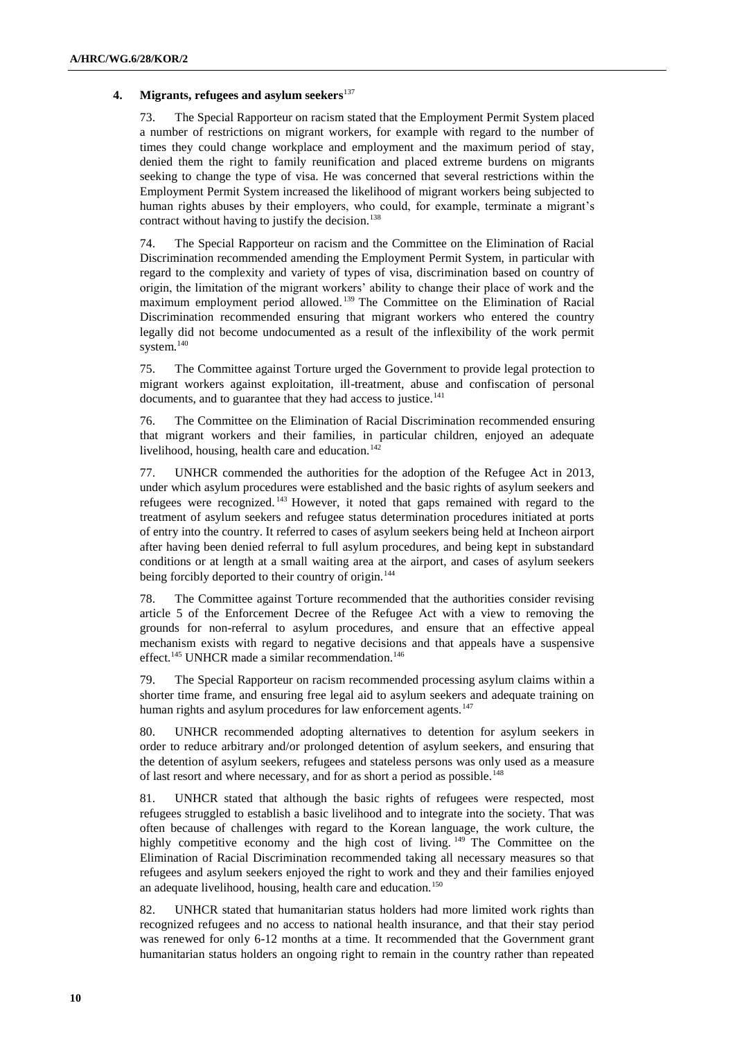### 4. Migrants, refugees and asylum seekers[137]

73. The Special Rapporteur on racism stated that the Employment Permit System placed a number of restrictions on migrant workers, for example with regard to the number of times they could change workplace and employment and the maximum period of stay, denied them the right to family reunification and placed extreme burdens on migrants seeking to change the type of visa. He was concerned that several restrictions within the Employment Permit System increased the likelihood of migrant workers being subjected to human rights abuses by their employers, who could, for example, terminate a migrant's contract without having to justify the decision.[138]

74. The Special Rapporteur on racism and the Committee on the Elimination of Racial Discrimination recommended amending the Employment Permit System, in particular with regard to the complexity and variety of types of visa, discrimination based on country of origin, the limitation of the migrant workers' ability to change their place of work and the maximum employment period allowed.[139] The Committee on the Elimination of Racial Discrimination recommended ensuring that migrant workers who entered the country legally did not become undocumented as a result of the inflexibility of the work permit system.[140]

75. The Committee against Torture urged the Government to provide legal protection to migrant workers against exploitation, ill-treatment, abuse and confiscation of personal documents, and to guarantee that they had access to justice.[141]

76. The Committee on the Elimination of Racial Discrimination recommended ensuring that migrant workers and their families, in particular children, enjoyed an adequate livelihood, housing, health care and education.[142]

77. UNHCR commended the authorities for the adoption of the Refugee Act in 2013, under which asylum procedures were established and the basic rights of asylum seekers and refugees were recognized.[143] However, it noted that gaps remained with regard to the treatment of asylum seekers and refugee status determination procedures initiated at ports of entry into the country. It referred to cases of asylum seekers being held at Incheon airport after having been denied referral to full asylum procedures, and being kept in substandard conditions or at length at a small waiting area at the airport, and cases of asylum seekers being forcibly deported to their country of origin.[144]

78. The Committee against Torture recommended that the authorities consider revising article 5 of the Enforcement Decree of the Refugee Act with a view to removing the grounds for non-referral to asylum procedures, and ensure that an effective appeal mechanism exists with regard to negative decisions and that appeals have a suspensive effect.[145] UNHCR made a similar recommendation.[146]

79. The Special Rapporteur on racism recommended processing asylum claims within a shorter time frame, and ensuring free legal aid to asylum seekers and adequate training on human rights and asylum procedures for law enforcement agents.[147]

80. UNHCR recommended adopting alternatives to detention for asylum seekers in order to reduce arbitrary and/or prolonged detention of asylum seekers, and ensuring that the detention of asylum seekers, refugees and stateless persons was only used as a measure of last resort and where necessary, and for as short a period as possible.[148]

81. UNHCR stated that although the basic rights of refugees were respected, most refugees struggled to establish a basic livelihood and to integrate into the society. That was often because of challenges with regard to the Korean language, the work culture, the highly competitive economy and the high cost of living.[149] The Committee on the Elimination of Racial Discrimination recommended taking all necessary measures so that refugees and asylum seekers enjoyed the right to work and they and their families enjoyed an adequate livelihood, housing, health care and education.[150]

82. UNHCR stated that humanitarian status holders had more limited work rights than recognized refugees and no access to national health insurance, and that their stay period was renewed for only 6-12 months at a time. It recommended that the Government grant humanitarian status holders an ongoing right to remain in the country rather than repeated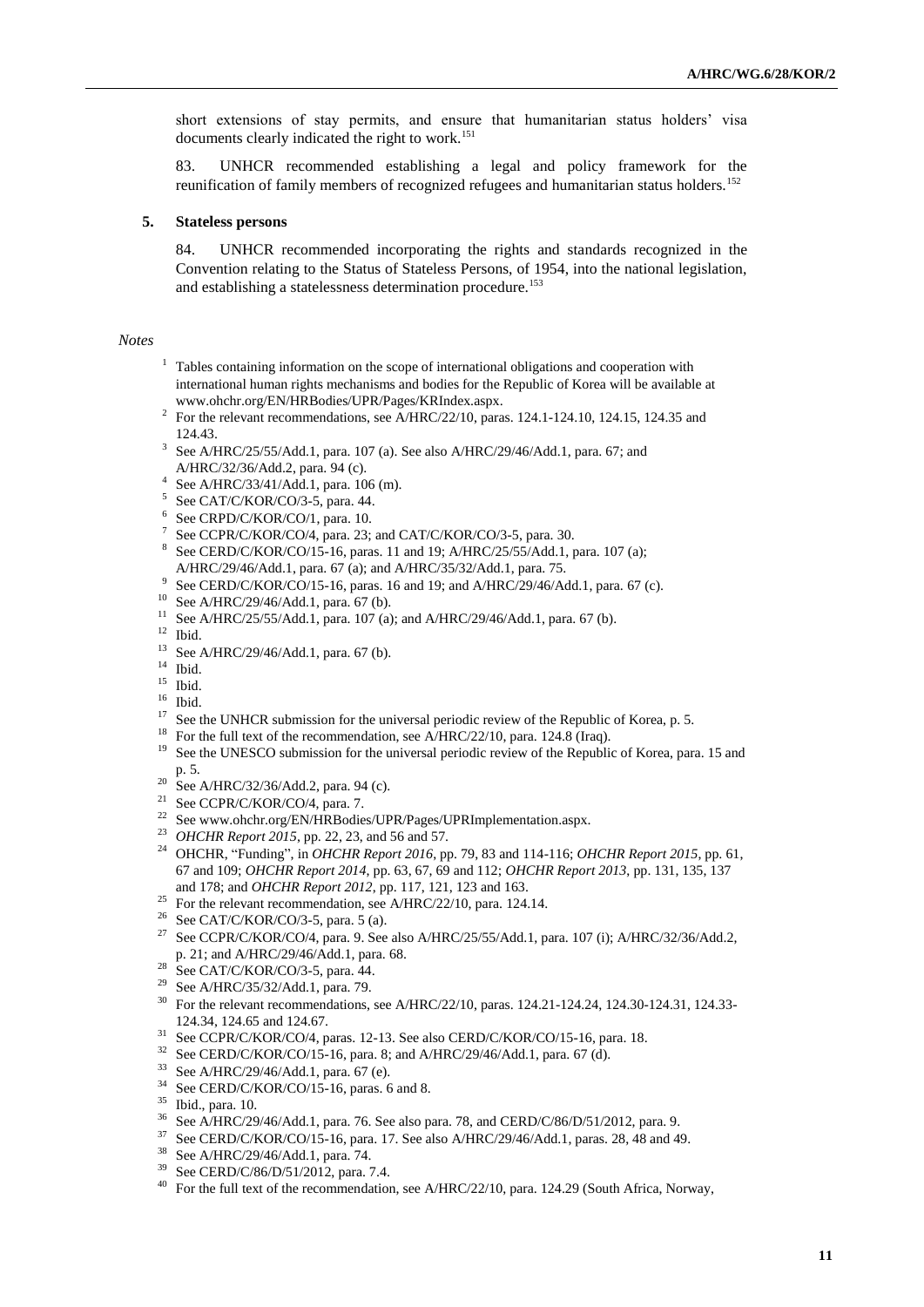short extensions of stay permits, and ensure that humanitarian status holders' visa documents clearly indicated the right to work.[151]

83. UNHCR recommended establishing a legal and policy framework for the reunification of family members of recognized refugees and humanitarian status holders.[152]

### 5. Stateless persons

84. UNHCR recommended incorporating the rights and standards recognized in the Convention relating to the Status of Stateless Persons, of 1954, into the national legislation, and establishing a statelessness determination procedure.[153]

*Notes*

[1] Tables containing information on the scope of international obligations and cooperation with international human rights mechanisms and bodies for the Republic of Korea will be available at www.ohchr.org/EN/HRBodies/UPR/Pages/KRIndex.aspx.

[2] For the relevant recommendations, see A/HRC/22/10, paras. 124.1-124.10, 124.15, 124.35 and 124.43.

[3] See A/HRC/25/55/Add.1, para. 107 (a). See also A/HRC/29/46/Add.1, para. 67; and A/HRC/32/36/Add.2, para. 94 (c).

[4] See A/HRC/33/41/Add.1, para. 106 (m).

[5] See CAT/C/KOR/CO/3-5, para. 44.

[6] See CRPD/C/KOR/CO/1, para. 10.

[7] See CCPR/C/KOR/CO/4, para. 23; and CAT/C/KOR/CO/3-5, para. 30.

[8] See CERD/C/KOR/CO/15-16, paras. 11 and 19; A/HRC/25/55/Add.1, para. 107 (a); A/HRC/29/46/Add.1, para. 67 (a); and A/HRC/35/32/Add.1, para. 75.

[9] See CERD/C/KOR/CO/15-16, paras. 16 and 19; and A/HRC/29/46/Add.1, para. 67 (c).

[10] See A/HRC/29/46/Add.1, para. 67 (b).

[11] See A/HRC/25/55/Add.1, para. 107 (a); and A/HRC/29/46/Add.1, para. 67 (b).

[12] Ibid.

[13] See A/HRC/29/46/Add.1, para. 67 (b).

[14] Ibid.

[15] Ibid.

[16] Ibid.

[17] See the UNHCR submission for the universal periodic review of the Republic of Korea, p. 5.

[18] For the full text of the recommendation, see A/HRC/22/10, para. 124.8 (Iraq).

[19] See the UNESCO submission for the universal periodic review of the Republic of Korea, para. 15 and p. 5.

[20] See A/HRC/32/36/Add.2, para. 94 (c).

[21] See CCPR/C/KOR/CO/4, para. 7.

[22] See www.ohchr.org/EN/HRBodies/UPR/Pages/UPRImplementation.aspx.

[23] *OHCHR Report 2015*, pp. 22, 23, and 56 and 57.

[24] OHCHR, "Funding", in *OHCHR Report 2016*, pp. 79, 83 and 114-116; *OHCHR Report 2015*, pp. 61, 67 and 109; *OHCHR Report 2014*, pp. 63, 67, 69 and 112; *OHCHR Report 2013*, pp. 131, 135, 137 and 178; and *OHCHR Report 2012*, pp. 117, 121, 123 and 163.

[25] For the relevant recommendation, see A/HRC/22/10, para. 124.14.

[26] See CAT/C/KOR/CO/3-5, para. 5 (a).

[27] See CCPR/C/KOR/CO/4, para. 9. See also A/HRC/25/55/Add.1, para. 107 (i); A/HRC/32/36/Add.2, p. 21; and A/HRC/29/46/Add.1, para. 68.

[28] See CAT/C/KOR/CO/3-5, para. 44.

[29] See A/HRC/35/32/Add.1, para. 79.

[30] For the relevant recommendations, see A/HRC/22/10, paras. 124.21-124.24, 124.30-124.31, 124.33-124.34, 124.65 and 124.67.

[31] See CCPR/C/KOR/CO/4, paras. 12-13. See also CERD/C/KOR/CO/15-16, para. 18.

[32] See CERD/C/KOR/CO/15-16, para. 8; and A/HRC/29/46/Add.1, para. 67 (d).

[33] See A/HRC/29/46/Add.1, para. 67 (e).

[34] See CERD/C/KOR/CO/15-16, paras. 6 and 8.

[35] Ibid., para. 10.

[36] See A/HRC/29/46/Add.1, para. 76. See also para. 78, and CERD/C/86/D/51/2012, para. 9.

[37] See CERD/C/KOR/CO/15-16, para. 17. See also A/HRC/29/46/Add.1, paras. 28, 48 and 49.

[38] See A/HRC/29/46/Add.1, para. 74.

[39] See CERD/C/86/D/51/2012, para. 7.4.

[40] For the full text of the recommendation, see A/HRC/22/10, para. 124.29 (South Africa, Norway,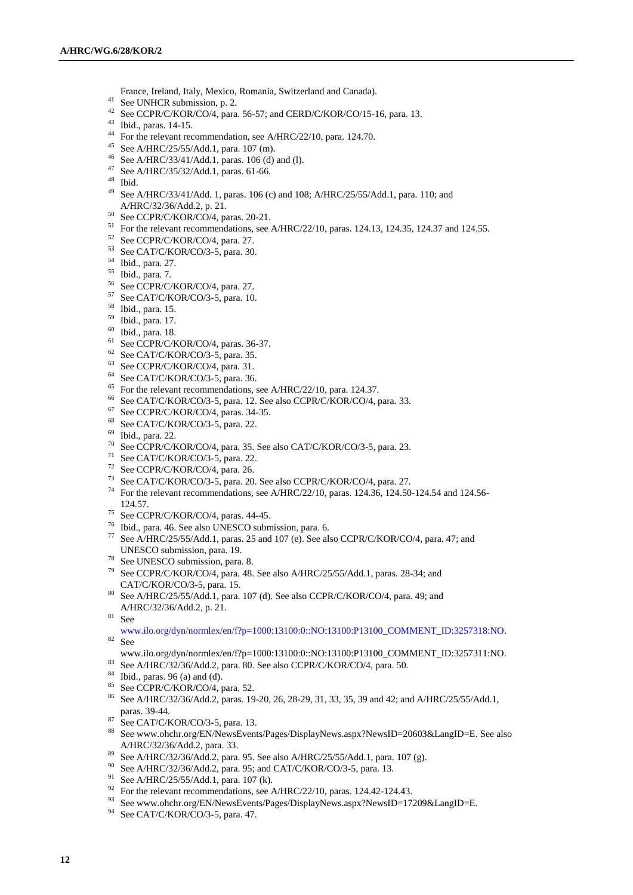France, Ireland, Italy, Mexico, Romania, Switzerland and Canada).

[41] See UNHCR submission, p. 2.

[42] See CCPR/C/KOR/CO/4, para. 56-57; and CERD/C/KOR/CO/15-16, para. 13.

[43] Ibid., paras. 14-15.

[44] For the relevant recommendation, see A/HRC/22/10, para. 124.70.

[45] See A/HRC/25/55/Add.1, para. 107 (m).

[46] See A/HRC/33/41/Add.1, paras. 106 (d) and (l).

[47] See A/HRC/35/32/Add.1, paras. 61-66.

[48] Ibid.

[49] See A/HRC/33/41/Add. 1, paras. 106 (c) and 108; A/HRC/25/55/Add.1, para. 110; and A/HRC/32/36/Add.2, p. 21.

[50] See CCPR/C/KOR/CO/4, paras. 20-21.

[51] For the relevant recommendations, see A/HRC/22/10, paras. 124.13, 124.35, 124.37 and 124.55.

[52] See CCPR/C/KOR/CO/4, para. 27.

[53] See CAT/C/KOR/CO/3-5, para. 30.

[54] Ibid., para. 27.

[55] Ibid., para. 7.

[56] See CCPR/C/KOR/CO/4, para. 27.

[57] See CAT/C/KOR/CO/3-5, para. 10.

[58] Ibid., para. 15.

[59] Ibid., para. 17.

[60] Ibid., para. 18.

[61] See CCPR/C/KOR/CO/4, paras. 36-37.

[62] See CAT/C/KOR/CO/3-5, para. 35.

[63] See CCPR/C/KOR/CO/4, para. 31.

[64] See CAT/C/KOR/CO/3-5, para. 36.

[65] For the relevant recommendations, see A/HRC/22/10, para. 124.37.

[66] See CAT/C/KOR/CO/3-5, para. 12. See also CCPR/C/KOR/CO/4, para. 33.

[67] See CCPR/C/KOR/CO/4, paras. 34-35.

[68] See CAT/C/KOR/CO/3-5, para. 22.

[69] Ibid., para. 22.

[70] See CCPR/C/KOR/CO/4, para. 35. See also CAT/C/KOR/CO/3-5, para. 23.

[71] See CAT/C/KOR/CO/3-5, para. 22.

[72] See CCPR/C/KOR/CO/4, para. 26.

[73] See CAT/C/KOR/CO/3-5, para. 20. See also CCPR/C/KOR/CO/4, para. 27.

[74] For the relevant recommendations, see A/HRC/22/10, paras. 124.36, 124.50-124.54 and 124.56-124.57.

[75] See CCPR/C/KOR/CO/4, paras. 44-45.

[76] Ibid., para. 46. See also UNESCO submission, para. 6.

[77] See A/HRC/25/55/Add.1, paras. 25 and 107 (e). See also CCPR/C/KOR/CO/4, para. 47; and UNESCO submission, para. 19.

[78] See UNESCO submission, para. 8.

[79] See CCPR/C/KOR/CO/4, para. 48. See also A/HRC/25/55/Add.1, paras. 28-34; and CAT/C/KOR/CO/3-5, para. 15.

[80] See A/HRC/25/55/Add.1, para. 107 (d). See also CCPR/C/KOR/CO/4, para. 49; and A/HRC/32/36/Add.2, p. 21.

[81] See www.ilo.org/dyn/normlex/en/f?p=1000:13100:0::NO:13100:P13100_COMMENT_ID:3257318:NO.

[82] See www.ilo.org/dyn/normlex/en/f?p=1000:13100:0::NO:13100:P13100_COMMENT_ID:3257311:NO.

[83] See A/HRC/32/36/Add.2, para. 80. See also CCPR/C/KOR/CO/4, para. 50.

[84] Ibid., paras. 96 (a) and (d).

[85] See CCPR/C/KOR/CO/4, para. 52.

[86] See A/HRC/32/36/Add.2, paras. 19-20, 26, 28-29, 31, 33, 35, 39 and 42; and A/HRC/25/55/Add.1, paras. 39-44.

[87] See CAT/C/KOR/CO/3-5, para. 13.

[88] See www.ohchr.org/EN/NewsEvents/Pages/DisplayNews.aspx?NewsID=20603&LangID=E. See also A/HRC/32/36/Add.2, para. 33.

[89] See A/HRC/32/36/Add.2, para. 95. See also A/HRC/25/55/Add.1, para. 107 (g).

[90] See A/HRC/32/36/Add.2, para. 95; and CAT/C/KOR/CO/3-5, para. 13.

[91] See A/HRC/25/55/Add.1, para. 107 (k).

[92] For the relevant recommendations, see A/HRC/22/10, paras. 124.42-124.43.

[93] See www.ohchr.org/EN/NewsEvents/Pages/DisplayNews.aspx?NewsID=17209&LangID=E.

[94] See CAT/C/KOR/CO/3-5, para. 47.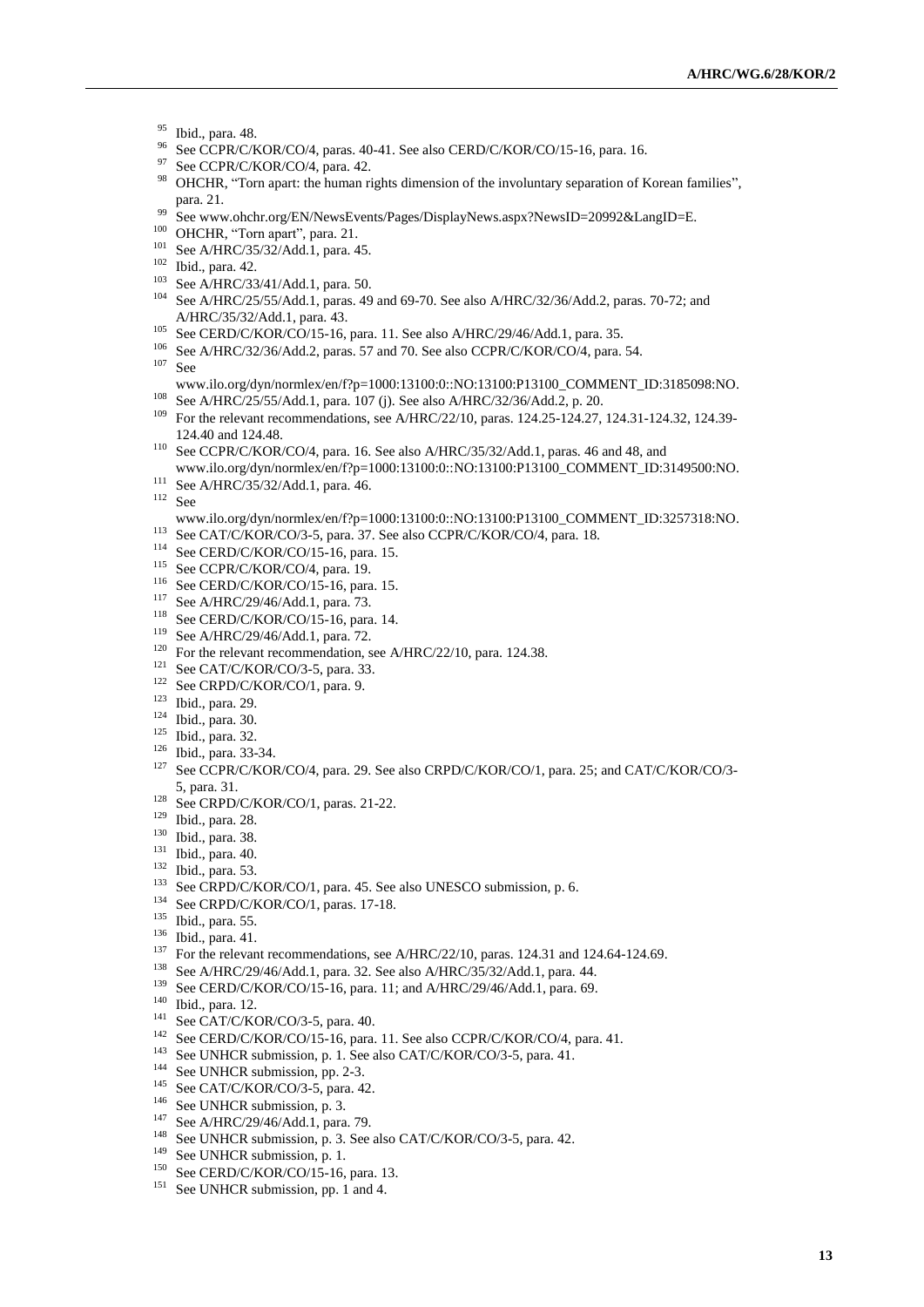[95] Ibid., para. 48.

[96] See CCPR/C/KOR/CO/4, paras. 40-41. See also CERD/C/KOR/CO/15-16, para. 16.

[97] See CCPR/C/KOR/CO/4, para. 42.

[98] OHCHR, "Torn apart: the human rights dimension of the involuntary separation of Korean families", para. 21.

[99] See www.ohchr.org/EN/NewsEvents/Pages/DisplayNews.aspx?NewsID=20992&LangID=E.

[100] OHCHR, "Torn apart", para. 21.

[101] See A/HRC/35/32/Add.1, para. 45.

[102] Ibid., para. 42.

[103] See A/HRC/33/41/Add.1, para. 50.

[104] See A/HRC/25/55/Add.1, paras. 49 and 69-70. See also A/HRC/32/36/Add.2, paras. 70-72; and A/HRC/35/32/Add.1, para. 43.

[105] See CERD/C/KOR/CO/15-16, para. 11. See also A/HRC/29/46/Add.1, para. 35.

[106] See A/HRC/32/36/Add.2, paras. 57 and 70. See also CCPR/C/KOR/CO/4, para. 54.

[107] See www.ilo.org/dyn/normlex/en/f?p=1000:13100:0::NO:13100:P13100_COMMENT_ID:3185098:NO.

[108] See A/HRC/25/55/Add.1, para. 107 (j). See also A/HRC/32/36/Add.2, p. 20.

[109] For the relevant recommendations, see A/HRC/22/10, paras. 124.25-124.27, 124.31-124.32, 124.39-124.40 and 124.48.

[110] See CCPR/C/KOR/CO/4, para. 16. See also A/HRC/35/32/Add.1, paras. 46 and 48, and www.ilo.org/dyn/normlex/en/f?p=1000:13100:0::NO:13100:P13100_COMMENT_ID:3149500:NO.

[111] See A/HRC/35/32/Add.1, para. 46.

[112] See www.ilo.org/dyn/normlex/en/f?p=1000:13100:0::NO:13100:P13100_COMMENT_ID:3257318:NO.

[113] See CAT/C/KOR/CO/3-5, para. 37. See also CCPR/C/KOR/CO/4, para. 18.

[114] See CERD/C/KOR/CO/15-16, para. 15.

[115] See CCPR/C/KOR/CO/4, para. 19.

[116] See CERD/C/KOR/CO/15-16, para. 15.

[117] See A/HRC/29/46/Add.1, para. 73.

[118] See CERD/C/KOR/CO/15-16, para. 14.

[119] See A/HRC/29/46/Add.1, para. 72.

[120] For the relevant recommendation, see A/HRC/22/10, para. 124.38.

[121] See CAT/C/KOR/CO/3-5, para. 33.

[122] See CRPD/C/KOR/CO/1, para. 9.

[123] Ibid., para. 29.

[124] Ibid., para. 30.

[125] Ibid., para. 32.

[126] Ibid., para. 33-34.

[127] See CCPR/C/KOR/CO/4, para. 29. See also CRPD/C/KOR/CO/1, para. 25; and CAT/C/KOR/CO/3-5, para. 31.

[128] See CRPD/C/KOR/CO/1, paras. 21-22.

[129] Ibid., para. 28.

[130] Ibid., para. 38.

[131] Ibid., para. 40.

[132] Ibid., para. 53.

[133] See CRPD/C/KOR/CO/1, para. 45. See also UNESCO submission, p. 6.

[134] See CRPD/C/KOR/CO/1, paras. 17-18.

[135] Ibid., para. 55.

[136] Ibid., para. 41.

[137] For the relevant recommendations, see A/HRC/22/10, paras. 124.31 and 124.64-124.69.

[138] See A/HRC/29/46/Add.1, para. 32. See also A/HRC/35/32/Add.1, para. 44.

[139] See CERD/C/KOR/CO/15-16, para. 11; and A/HRC/29/46/Add.1, para. 69.

[140] Ibid., para. 12.

[141] See CAT/C/KOR/CO/3-5, para. 40.

[142] See CERD/C/KOR/CO/15-16, para. 11. See also CCPR/C/KOR/CO/4, para. 41.

[143] See UNHCR submission, p. 1. See also CAT/C/KOR/CO/3-5, para. 41.

[144] See UNHCR submission, pp. 2-3.

[145] See CAT/C/KOR/CO/3-5, para. 42.

[146] See UNHCR submission, p. 3.

[147] See A/HRC/29/46/Add.1, para. 79.

[148] See UNHCR submission, p. 3. See also CAT/C/KOR/CO/3-5, para. 42.

[149] See UNHCR submission, p. 1.

[150] See CERD/C/KOR/CO/15-16, para. 13.

[151] See UNHCR submission, pp. 1 and 4.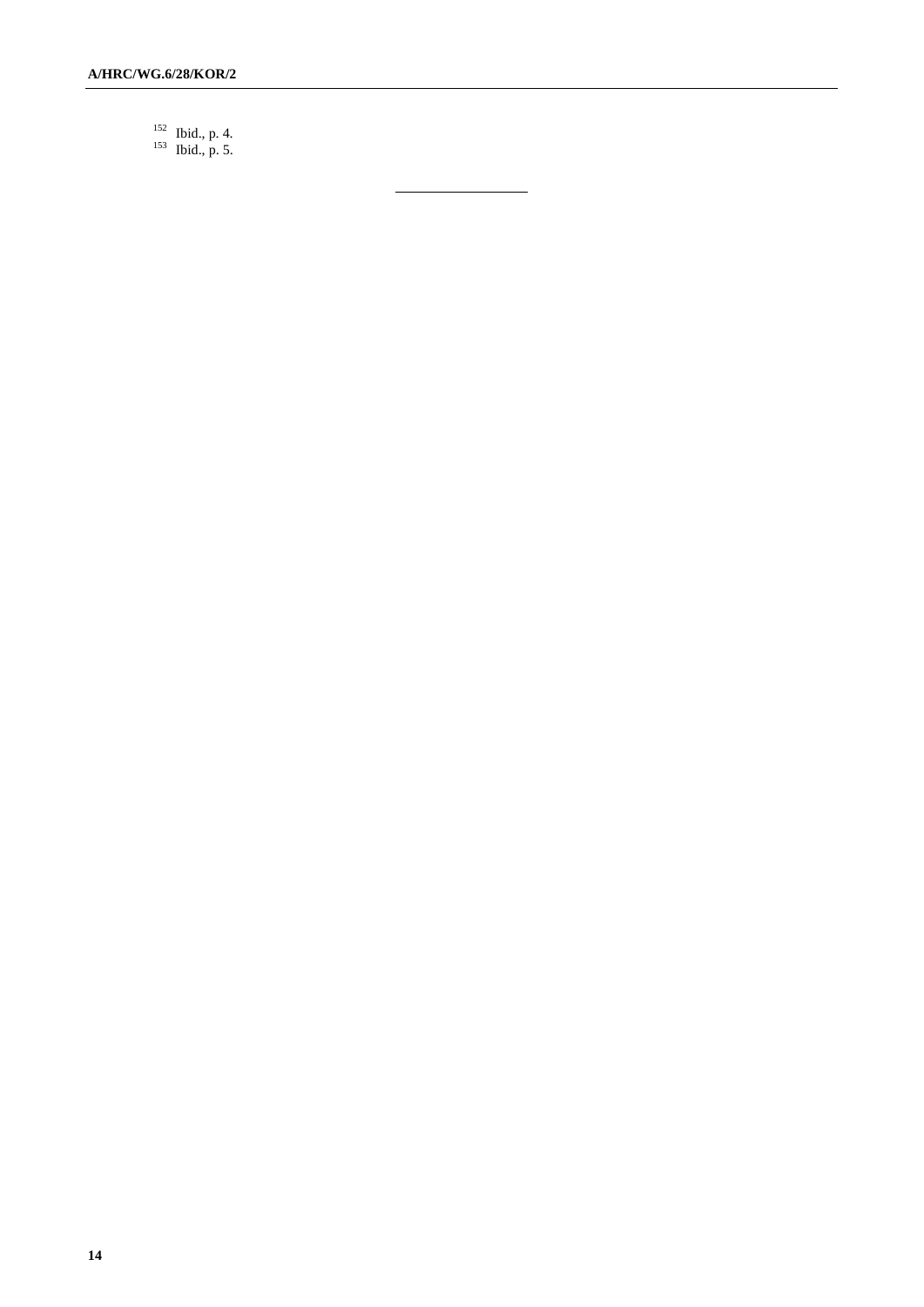[152] Ibid., p. 4.
[153] Ibid., p. 5.